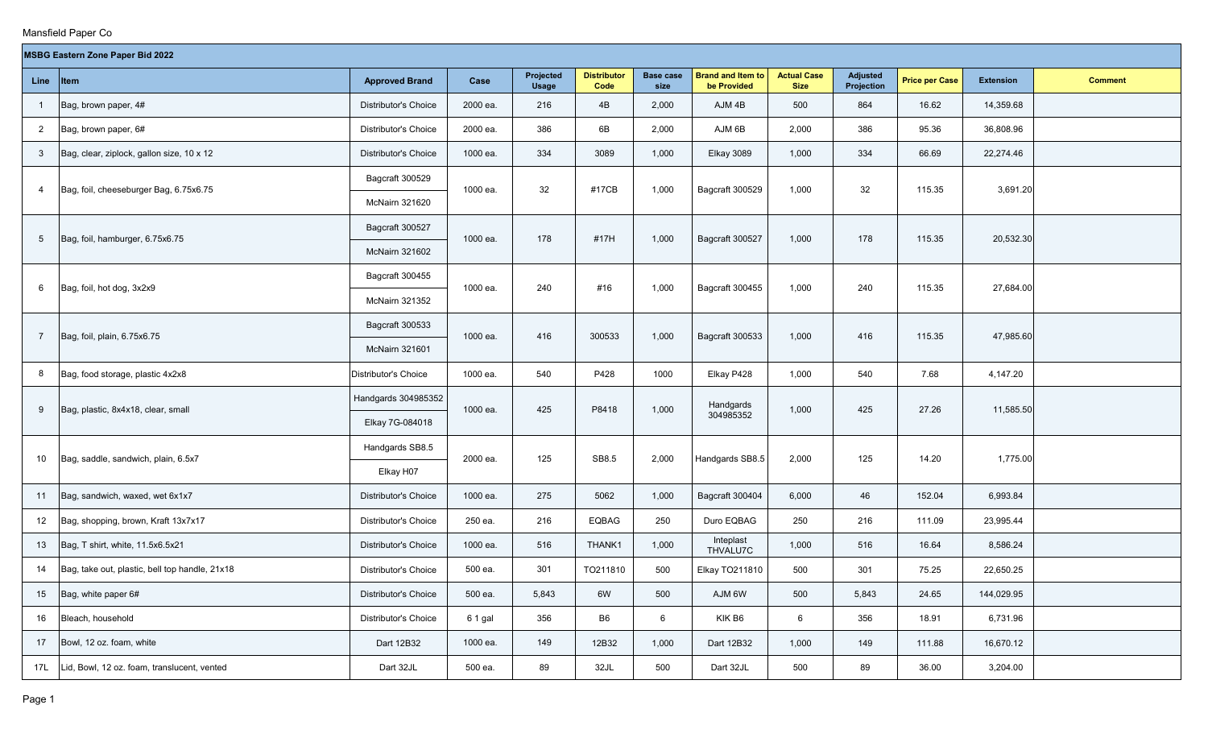Mansfield Paper Co

| MSBG Eastern Zone Paper Bid 2022 | | | | | | | | | | | | |
|---|---|---|---|---|---|---|---|---|---|---|---|---|
| Line | Item | Approved Brand | Case | Projected Usage | Distributor Code | Base case size | Brand and Item to be Provided | Actual Case Size | Adjusted Projection | Price per Case | Extension | Comment |
| 1 | Bag, brown paper, 4# | Distributor's Choice | 2000 ea. | 216 | 4B | 2,000 | AJM 4B | 500 | 864 | 16.62 | 14,359.68 | |
| 2 | Bag, brown paper, 6# | Distributor's Choice | 2000 ea. | 386 | 6B | 2,000 | AJM 6B | 2,000 | 386 | 95.36 | 36,808.96 | |
| 3 | Bag, clear, ziplock, gallon size, 10 x 12 | Distributor's Choice | 1000 ea. | 334 | 3089 | 1,000 | Elkay 3089 | 1,000 | 334 | 66.69 | 22,274.46 | |
| 4 | Bag, foil, cheeseburger Bag, 6.75x6.75 | Bagcraft 300529<br>McNairn 321620 | 1000 ea. | 32 | #17CB | 1,000 | Bagcraft 300529 | 1,000 | 32 | 115.35 | 3,691.20 | |
| 5 | Bag, foil, hamburger, 6.75x6.75 | Bagcraft 300527<br>McNairn 321602 | 1000 ea. | 178 | #17H | 1,000 | Bagcraft 300527 | 1,000 | 178 | 115.35 | 20,532.30 | |
| 6 | Bag, foil, hot dog, 3x2x9 | Bagcraft 300455<br>McNairn 321352 | 1000 ea. | 240 | #16 | 1,000 | Bagcraft 300455 | 1,000 | 240 | 115.35 | 27,684.00 | |
| 7 | Bag, foil, plain, 6.75x6.75 | Bagcraft 300533<br>McNairn 321601 | 1000 ea. | 416 | 300533 | 1,000 | Bagcraft 300533 | 1,000 | 416 | 115.35 | 47,985.60 | |
| 8 | Bag, food storage, plastic 4x2x8 | Distributor's Choice | 1000 ea. | 540 | P428 | 1000 | Elkay P428 | 1,000 | 540 | 7.68 | 4,147.20 | |
| 9 | Bag, plastic, 8x4x18, clear, small | Handgards 304985352<br>Elkay 7G-084018 | 1000 ea. | 425 | P8418 | 1,000 | Handgards 304985352 | 1,000 | 425 | 27.26 | 11,585.50 | |
| 10 | Bag, saddle, sandwich, plain, 6.5x7 | Handgards SB8.5<br>Elkay H07 | 2000 ea. | 125 | SB8.5 | 2,000 | Handgards SB8.5 | 2,000 | 125 | 14.20 | 1,775.00 | |
| 11 | Bag, sandwich, waxed, wet 6x1x7 | Distributor's Choice | 1000 ea. | 275 | 5062 | 1,000 | Bagcraft 300404 | 6,000 | 46 | 152.04 | 6,993.84 | |
| 12 | Bag, shopping, brown, Kraft 13x7x17 | Distributor's Choice | 250 ea. | 216 | EQBAG | 250 | Duro EQBAG | 250 | 216 | 111.09 | 23,995.44 | |
| 13 | Bag, T shirt, white, 11.5x6.5x21 | Distributor's Choice | 1000 ea. | 516 | THANK1 | 1,000 | Inteplast THVALU7C | 1,000 | 516 | 16.64 | 8,586.24 | |
| 14 | Bag, take out, plastic, bell top handle, 21x18 | Distributor's Choice | 500 ea. | 301 | TO211810 | 500 | Elkay TO211810 | 500 | 301 | 75.25 | 22,650.25 | |
| 15 | Bag, white paper 6# | Distributor's Choice | 500 ea. | 5,843 | 6W | 500 | AJM 6W | 500 | 5,843 | 24.65 | 144,029.95 | |
| 16 | Bleach, household | Distributor's Choice | 6 1 gal | 356 | B6 | 6 | KIK B6 | 6 | 356 | 18.91 | 6,731.96 | |
| 17 | Bowl, 12 oz. foam, white | Dart 12B32 | 1000 ea. | 149 | 12B32 | 1,000 | Dart 12B32 | 1,000 | 149 | 111.88 | 16,670.12 | |
| 17L | Lid, Bowl, 12 oz. foam, translucent, vented | Dart 32JL | 500 ea. | 89 | 32JL | 500 | Dart 32JL | 500 | 89 | 36.00 | 3,204.00 | |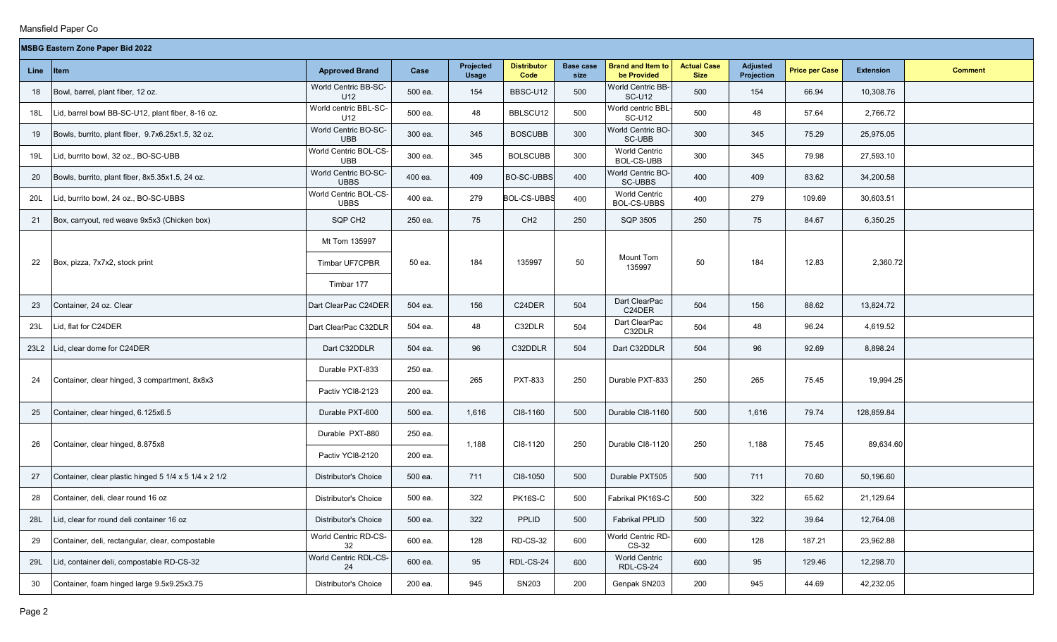Mansfield Paper Co

| MSBG Eastern Zone Paper Bid 2022 | | | | | | | | | | | | |
|---|---|---|---|---|---|---|---|---|---|---|---|---|
| **Line** | **Item** | **Approved Brand** | **Case** | **Projected Usage** | **Distributor Code** | **Base case size** | **Brand and Item to be Provided** | **Actual Case Size** | **Adjusted Projection** | **Price per Case** | **Extension** | **Comment** |
| 18 | Bowl, barrel, plant fiber, 12 oz. | World Centric BB-SC-U12 | 500 ea. | 154 | BBSC-U12 | 500 | World Centric BB-SC-U12 | 500 | 154 | 66.94 | 10,308.76 | |
| 18L | Lid, barrel bowl BB-SC-U12, plant fiber, 8-16 oz. | World centric BBL-SC-U12 | 500 ea. | 48 | BBLSCU12 | 500 | World centric BBL-SC-U12 | 500 | 48 | 57.64 | 2,766.72 | |
| 19 | Bowls, burrito, plant fiber, 9.7x6.25x1.5, 32 oz. | World Centric BO-SC-UBB | 300 ea. | 345 | BOSCUBB | 300 | World Centric BO-SC-UBB | 300 | 345 | 75.29 | 25,975.05 | |
| 19L | Lid, burrito bowl, 32 oz., BO-SC-UBB | World Centric BOL-CS-UBB | 300 ea. | 345 | BOLSCUBB | 300 | World Centric BOL-CS-UBB | 300 | 345 | 79.98 | 27,593.10 | |
| 20 | Bowls, burrito, plant fiber, 8x5.35x1.5, 24 oz. | World Centric BO-SC-UBBS | 400 ea. | 409 | BO-SC-UBBS | 400 | World Centric BO-SC-UBBS | 400 | 409 | 83.62 | 34,200.58 | |
| 20L | Lid, burrito bowl, 24 oz., BO-SC-UBBS | World Centric BOL-CS-UBBS | 400 ea. | 279 | BOL-CS-UBBS | 400 | World Centric BOL-CS-UBBS | 400 | 279 | 109.69 | 30,603.51 | |
| 21 | Box, carryout, red weave 9x5x3 (Chicken box) | SQP CH2 | 250 ea. | 75 | CH2 | 250 | SQP 3505 | 250 | 75 | 84.67 | 6,350.25 | |
| 22 | Box, pizza, 7x7x2, stock print | Mt Tom 135997<br>Timbar UF7CPBR<br>Timbar 177 | 50 ea. | 184 | 135997 | 50 | Mount Tom 135997 | 50 | 184 | 12.83 | 2,360.72 | |
| 23 | Container, 24 oz. Clear | Dart ClearPac C24DER | 504 ea. | 156 | C24DER | 504 | Dart ClearPac C24DER | 504 | 156 | 88.62 | 13,824.72 | |
| 23L | Lid, flat for C24DER | Dart ClearPac C32DLR | 504 ea. | 48 | C32DLR | 504 | Dart ClearPac C32DLR | 504 | 48 | 96.24 | 4,619.52 | |
| 23L2 | Lid, clear dome for C24DER | Dart C32DDLR | 504 ea. | 96 | C32DDLR | 504 | Dart C32DDLR | 504 | 96 | 92.69 | 8,898.24 | |
| 24 | Container, clear hinged, 3 compartment, 8x8x3 | Durable PXT-833<br>Pactiv YCI8-2123 | 250 ea.<br>200 ea. | 265 | PXT-833 | 250 | Durable PXT-833 | 250 | 265 | 75.45 | 19,994.25 | |
| 25 | Container, clear hinged, 6.125x6.5 | Durable PXT-600 | 500 ea. | 1,616 | CI8-1160 | 500 | Durable CI8-1160 | 500 | 1,616 | 79.74 | 128,859.84 | |
| 26 | Container, clear hinged, 8.875x8 | Durable PXT-880<br>Pactiv YCI8-2120 | 250 ea.<br>200 ea. | 1,188 | CI8-1120 | 250 | Durable CI8-1120 | 250 | 1,188 | 75.45 | 89,634.60 | |
| 27 | Container, clear plastic hinged 5 1/4 x 5 1/4 x 2 1/2 | Distributor's Choice | 500 ea. | 711 | CI8-1050 | 500 | Durable PXT505 | 500 | 711 | 70.60 | 50,196.60 | |
| 28 | Container, deli, clear round 16 oz | Distributor's Choice | 500 ea. | 322 | PK16S-C | 500 | Fabrikal PK16S-C | 500 | 322 | 65.62 | 21,129.64 | |
| 28L | Lid, clear for round deli container 16 oz | Distributor's Choice | 500 ea. | 322 | PPLID | 500 | Fabrikal PPLID | 500 | 322 | 39.64 | 12,764.08 | |
| 29 | Container, deli, rectangular, clear, compostable | World Centric RD-CS-32 | 600 ea. | 128 | RD-CS-32 | 600 | World Centric RD-CS-32 | 600 | 128 | 187.21 | 23,962.88 | |
| 29L | Lid, container deli, compostable RD-CS-32 | World Centric RDL-CS-24 | 600 ea. | 95 | RDL-CS-24 | 600 | World Centric RDL-CS-24 | 600 | 95 | 129.46 | 12,298.70 | |
| 30 | Container, foam hinged large 9.5x9.25x3.75 | Distributor's Choice | 200 ea. | 945 | SN203 | 200 | Genpak SN203 | 200 | 945 | 44.69 | 42,232.05 | |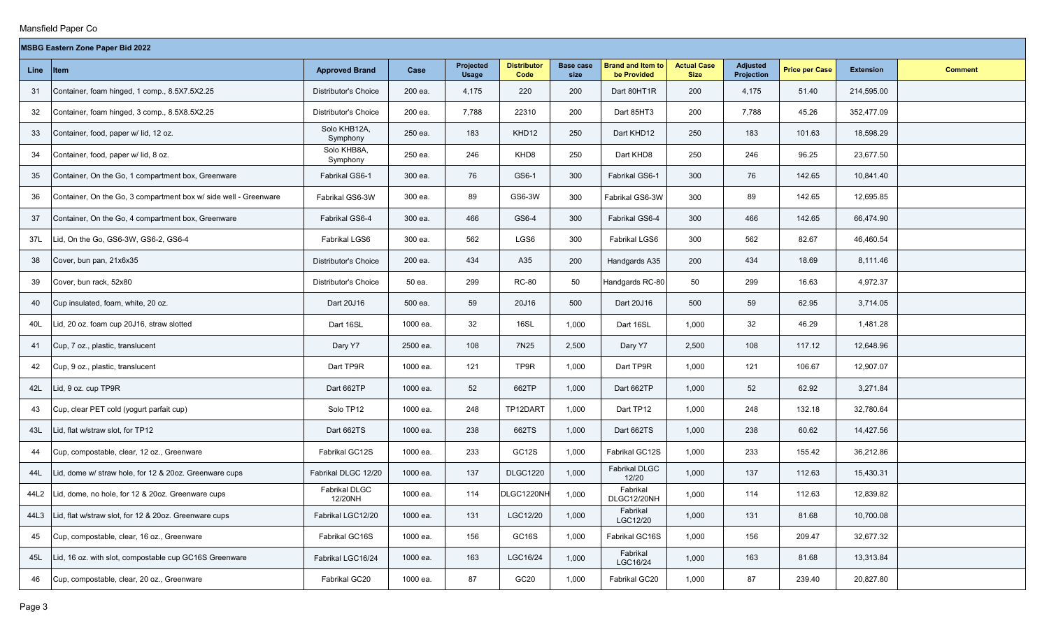Mansfield Paper Co

| MSBG Eastern Zone Paper Bid 2022 | | | | | | | | | | | | |
|---|---|---|---|---|---|---|---|---|---|---|---|---|
| **Line** | **Item** | **Approved Brand** | **Case** | **Projected Usage** | **Distributor Code** | **Base case size** | **Brand and Item to be Provided** | **Actual Case Size** | **Adjusted Projection** | **Price per Case** | **Extension** | **Comment** |
| 31 | Container, foam hinged, 1 comp., 8.5X7.5X2.25 | Distributor's Choice | 200 ea. | 4,175 | 220 | 200 | Dart 80HT1R | 200 | 4,175 | 51.40 | 214,595.00 | |
| 32 | Container, foam hinged, 3 comp., 8.5X8.5X2.25 | Distributor's Choice | 200 ea. | 7,788 | 22310 | 200 | Dart 85HT3 | 200 | 7,788 | 45.26 | 352,477.09 | |
| 33 | Container, food, paper w/ lid, 12 oz. | Solo KHB12A, Symphony | 250 ea. | 183 | KHD12 | 250 | Dart KHD12 | 250 | 183 | 101.63 | 18,598.29 | |
| 34 | Container, food, paper w/ lid, 8 oz. | Solo KHB8A, Symphony | 250 ea. | 246 | KHD8 | 250 | Dart KHD8 | 250 | 246 | 96.25 | 23,677.50 | |
| 35 | Container, On the Go, 1 compartment box, Greenware | Fabrikal GS6-1 | 300 ea. | 76 | GS6-1 | 300 | Fabrikal GS6-1 | 300 | 76 | 142.65 | 10,841.40 | |
| 36 | Container, On the Go, 3 compartment box w/ side well - Greenware | Fabrikal GS6-3W | 300 ea. | 89 | GS6-3W | 300 | Fabrikal GS6-3W | 300 | 89 | 142.65 | 12,695.85 | |
| 37 | Container, On the Go, 4 compartment box, Greenware | Fabrikal GS6-4 | 300 ea. | 466 | GS6-4 | 300 | Fabrikal GS6-4 | 300 | 466 | 142.65 | 66,474.90 | |
| 37L | Lid, On the Go, GS6-3W, GS6-2, GS6-4 | Fabrikal LGS6 | 300 ea. | 562 | LGS6 | 300 | Fabrikal LGS6 | 300 | 562 | 82.67 | 46,460.54 | |
| 38 | Cover, bun pan, 21x6x35 | Distributor's Choice | 200 ea. | 434 | A35 | 200 | Handgards A35 | 200 | 434 | 18.69 | 8,111.46 | |
| 39 | Cover, bun rack, 52x80 | Distributor's Choice | 50 ea. | 299 | RC-80 | 50 | Handgards RC-80 | 50 | 299 | 16.63 | 4,972.37 | |
| 40 | Cup insulated, foam, white, 20 oz. | Dart 20J16 | 500 ea. | 59 | 20J16 | 500 | Dart 20J16 | 500 | 59 | 62.95 | 3,714.05 | |
| 40L | Lid, 20 oz. foam cup 20J16, straw slotted | Dart 16SL | 1000 ea. | 32 | 16SL | 1,000 | Dart 16SL | 1,000 | 32 | 46.29 | 1,481.28 | |
| 41 | Cup, 7 oz., plastic, translucent | Dary Y7 | 2500 ea. | 108 | 7N25 | 2,500 | Dary Y7 | 2,500 | 108 | 117.12 | 12,648.96 | |
| 42 | Cup, 9 oz., plastic, translucent | Dart TP9R | 1000 ea. | 121 | TP9R | 1,000 | Dart TP9R | 1,000 | 121 | 106.67 | 12,907.07 | |
| 42L | Lid, 9 oz. cup TP9R | Dart 662TP | 1000 ea. | 52 | 662TP | 1,000 | Dart 662TP | 1,000 | 52 | 62.92 | 3,271.84 | |
| 43 | Cup, clear PET cold (yogurt parfait cup) | Solo TP12 | 1000 ea. | 248 | TP12DART | 1,000 | Dart TP12 | 1,000 | 248 | 132.18 | 32,780.64 | |
| 43L | Lid, flat w/straw slot, for TP12 | Dart 662TS | 1000 ea. | 238 | 662TS | 1,000 | Dart 662TS | 1,000 | 238 | 60.62 | 14,427.56 | |
| 44 | Cup, compostable, clear, 12 oz., Greenware | Fabrikal GC12S | 1000 ea. | 233 | GC12S | 1,000 | Fabrikal GC12S | 1,000 | 233 | 155.42 | 36,212.86 | |
| 44L | Lid, dome w/ straw hole, for 12 & 20oz. Greenware cups | Fabrikal DLGC 12/20 | 1000 ea. | 137 | DLGC1220 | 1,000 | Fabrikal DLGC 12/20 | 1,000 | 137 | 112.63 | 15,430.31 | |
| 44L2 | Lid, dome, no hole, for 12 & 20oz. Greenware cups | Fabrikal DLGC 12/20NH | 1000 ea. | 114 | DLGC1220NH | 1,000 | Fabrikal DLGC12/20NH | 1,000 | 114 | 112.63 | 12,839.82 | |
| 44L3 | Lid, flat w/straw slot, for 12 & 20oz. Greenware cups | Fabrikal LGC12/20 | 1000 ea. | 131 | LGC12/20 | 1,000 | Fabrikal LGC12/20 | 1,000 | 131 | 81.68 | 10,700.08 | |
| 45 | Cup, compostable, clear, 16 oz., Greenware | Fabrikal GC16S | 1000 ea. | 156 | GC16S | 1,000 | Fabrikal GC16S | 1,000 | 156 | 209.47 | 32,677.32 | |
| 45L | Lid, 16 oz. with slot, compostable cup GC16S Greenware | Fabrikal LGC16/24 | 1000 ea. | 163 | LGC16/24 | 1,000 | Fabrikal LGC16/24 | 1,000 | 163 | 81.68 | 13,313.84 | |
| 46 | Cup, compostable, clear, 20 oz., Greenware | Fabrikal GC20 | 1000 ea. | 87 | GC20 | 1,000 | Fabrikal GC20 | 1,000 | 87 | 239.40 | 20,827.80 | |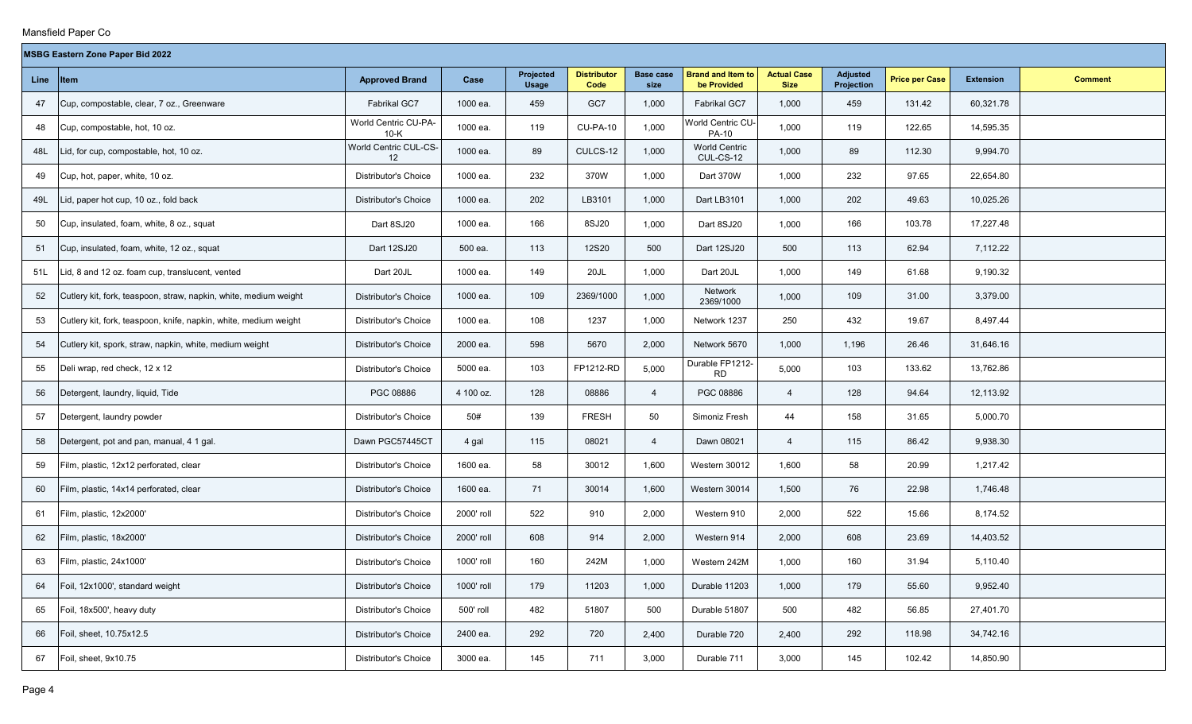Mansfield Paper Co

| MSBG Eastern Zone Paper Bid 2022 | | | | | | | | | | | | |
|---|---|---|---|---|---|---|---|---|---|---|---|---|
| Line | Item | Approved Brand | Case | Projected Usage | Distributor Code | Base case size | Brand and Item to be Provided | Actual Case Size | Adjusted Projection | Price per Case | Extension | Comment |
| 47 | Cup, compostable, clear, 7 oz., Greenware | Fabrikal GC7 | 1000 ea. | 459 | GC7 | 1,000 | Fabrikal GC7 | 1,000 | 459 | 131.42 | 60,321.78 | |
| 48 | Cup, compostable, hot, 10 oz. | World Centric CU-PA-10-K | 1000 ea. | 119 | CU-PA-10 | 1,000 | World Centric CU-PA-10 | 1,000 | 119 | 122.65 | 14,595.35 | |
| 48L | Lid, for cup, compostable, hot, 10 oz. | World Centric CUL-CS-12 | 1000 ea. | 89 | CULCS-12 | 1,000 | World Centric CUL-CS-12 | 1,000 | 89 | 112.30 | 9,994.70 | |
| 49 | Cup, hot, paper, white, 10 oz. | Distributor's Choice | 1000 ea. | 232 | 370W | 1,000 | Dart 370W | 1,000 | 232 | 97.65 | 22,654.80 | |
| 49L | Lid, paper hot cup, 10 oz., fold back | Distributor's Choice | 1000 ea. | 202 | LB3101 | 1,000 | Dart LB3101 | 1,000 | 202 | 49.63 | 10,025.26 | |
| 50 | Cup, insulated, foam, white, 8 oz., squat | Dart 8SJ20 | 1000 ea. | 166 | 8SJ20 | 1,000 | Dart 8SJ20 | 1,000 | 166 | 103.78 | 17,227.48 | |
| 51 | Cup, insulated, foam, white, 12 oz., squat | Dart 12SJ20 | 500 ea. | 113 | 12S20 | 500 | Dart 12SJ20 | 500 | 113 | 62.94 | 7,112.22 | |
| 51L | Lid, 8 and 12 oz. foam cup, translucent, vented | Dart 20JL | 1000 ea. | 149 | 20JL | 1,000 | Dart 20JL | 1,000 | 149 | 61.68 | 9,190.32 | |
| 52 | Cutlery kit, fork, teaspoon, straw, napkin, white, medium weight | Distributor's Choice | 1000 ea. | 109 | 2369/1000 | 1,000 | Network 2369/1000 | 1,000 | 109 | 31.00 | 3,379.00 | |
| 53 | Cutlery kit, fork, teaspoon, knife, napkin, white, medium weight | Distributor's Choice | 1000 ea. | 108 | 1237 | 1,000 | Network 1237 | 250 | 432 | 19.67 | 8,497.44 | |
| 54 | Cutlery kit, spork, straw, napkin, white, medium weight | Distributor's Choice | 2000 ea. | 598 | 5670 | 2,000 | Network 5670 | 1,000 | 1,196 | 26.46 | 31,646.16 | |
| 55 | Deli wrap, red check, 12 x 12 | Distributor's Choice | 5000 ea. | 103 | FP1212-RD | 5,000 | Durable FP1212-RD | 5,000 | 103 | 133.62 | 13,762.86 | |
| 56 | Detergent, laundry, liquid, Tide | PGC 08886 | 4 100 oz. | 128 | 08886 | 4 | PGC 08886 | 4 | 128 | 94.64 | 12,113.92 | |
| 57 | Detergent, laundry powder | Distributor's Choice | 50# | 139 | FRESH | 50 | Simoniz Fresh | 44 | 158 | 31.65 | 5,000.70 | |
| 58 | Detergent, pot and pan, manual, 4 1 gal. | Dawn PGC57445CT | 4 gal | 115 | 08021 | 4 | Dawn 08021 | 4 | 115 | 86.42 | 9,938.30 | |
| 59 | Film, plastic, 12x12 perforated, clear | Distributor's Choice | 1600 ea. | 58 | 30012 | 1,600 | Western 30012 | 1,600 | 58 | 20.99 | 1,217.42 | |
| 60 | Film, plastic, 14x14 perforated, clear | Distributor's Choice | 1600 ea. | 71 | 30014 | 1,600 | Western 30014 | 1,500 | 76 | 22.98 | 1,746.48 | |
| 61 | Film, plastic, 12x2000' | Distributor's Choice | 2000' roll | 522 | 910 | 2,000 | Western 910 | 2,000 | 522 | 15.66 | 8,174.52 | |
| 62 | Film, plastic, 18x2000' | Distributor's Choice | 2000' roll | 608 | 914 | 2,000 | Western 914 | 2,000 | 608 | 23.69 | 14,403.52 | |
| 63 | Film, plastic, 24x1000' | Distributor's Choice | 1000' roll | 160 | 242M | 1,000 | Western 242M | 1,000 | 160 | 31.94 | 5,110.40 | |
| 64 | Foil, 12x1000', standard weight | Distributor's Choice | 1000' roll | 179 | 11203 | 1,000 | Durable 11203 | 1,000 | 179 | 55.60 | 9,952.40 | |
| 65 | Foil, 18x500', heavy duty | Distributor's Choice | 500' roll | 482 | 51807 | 500 | Durable 51807 | 500 | 482 | 56.85 | 27,401.70 | |
| 66 | Foil, sheet, 10.75x12.5 | Distributor's Choice | 2400 ea. | 292 | 720 | 2,400 | Durable 720 | 2,400 | 292 | 118.98 | 34,742.16 | |
| 67 | Foil, sheet, 9x10.75 | Distributor's Choice | 3000 ea. | 145 | 711 | 3,000 | Durable 711 | 3,000 | 145 | 102.42 | 14,850.90 | |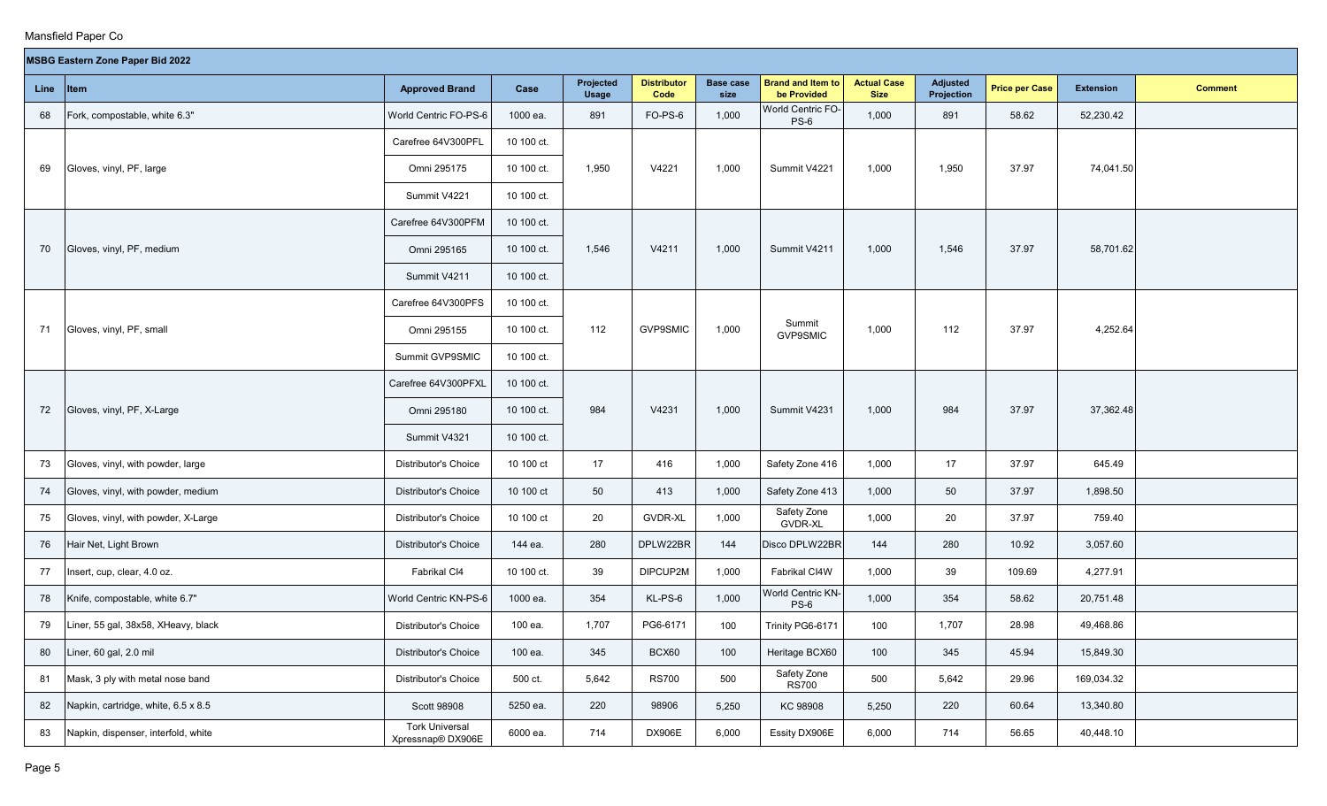Mansfield Paper Co

| MSBG Eastern Zone Paper Bid 2022 | | | | | | | | | | | | |
|---|---|---|---|---|---|---|---|---|---|---|---|---|
| **Line** | **Item** | **Approved Brand** | **Case** | **Projected Usage** | **Distributor Code** | **Base case size** | **Brand and Item to be Provided** | **Actual Case Size** | **Adjusted Projection** | **Price per Case** | **Extension** | **Comment** |
| 68 | Fork, compostable, white 6.3" | World Centric FO-PS-6 | 1000 ea. | 891 | FO-PS-6 | 1,000 | World Centric FO-PS-6 | 1,000 | 891 | 58.62 | 52,230.42 | |
| 69 | Gloves, vinyl, PF, large | Carefree 64V300PFL | 10 100 ct. | 1,950 | V4221 | 1,000 | Summit V4221 | 1,000 | 1,950 | 37.97 | 74,041.50 | |
| | | Omni 295175 | 10 100 ct. | | | | | | | | | |
| | | Summit V4221 | 10 100 ct. | | | | | | | | | |
| 70 | Gloves, vinyl, PF, medium | Carefree 64V300PFM | 10 100 ct. | 1,546 | V4211 | 1,000 | Summit V4211 | 1,000 | 1,546 | 37.97 | 58,701.62 | |
| | | Omni 295165 | 10 100 ct. | | | | | | | | | |
| | | Summit V4211 | 10 100 ct. | | | | | | | | | |
| 71 | Gloves, vinyl, PF, small | Carefree 64V300PFS | 10 100 ct. | 112 | GVP9SMIC | 1,000 | Summit GVP9SMIC | 1,000 | 112 | 37.97 | 4,252.64 | |
| | | Omni 295155 | 10 100 ct. | | | | | | | | | |
| | | Summit GVP9SMIC | 10 100 ct. | | | | | | | | | |
| 72 | Gloves, vinyl, PF, X-Large | Carefree 64V300PFXL | 10 100 ct. | 984 | V4231 | 1,000 | Summit V4231 | 1,000 | 984 | 37.97 | 37,362.48 | |
| | | Omni 295180 | 10 100 ct. | | | | | | | | | |
| | | Summit V4321 | 10 100 ct. | | | | | | | | | |
| 73 | Gloves, vinyl, with powder, large | Distributor's Choice | 10 100 ct | 17 | 416 | 1,000 | Safety Zone 416 | 1,000 | 17 | 37.97 | 645.49 | |
| 74 | Gloves, vinyl, with powder, medium | Distributor's Choice | 10 100 ct | 50 | 413 | 1,000 | Safety Zone 413 | 1,000 | 50 | 37.97 | 1,898.50 | |
| 75 | Gloves, vinyl, with powder, X-Large | Distributor's Choice | 10 100 ct | 20 | GVDR-XL | 1,000 | Safety Zone GVDR-XL | 1,000 | 20 | 37.97 | 759.40 | |
| 76 | Hair Net, Light Brown | Distributor's Choice | 144 ea. | 280 | DPLW22BR | 144 | Disco DPLW22BR | 144 | 280 | 10.92 | 3,057.60 | |
| 77 | Insert, cup, clear, 4.0 oz. | Fabrikal CI4 | 10 100 ct. | 39 | DIPCUP2M | 1,000 | Fabrikal CI4W | 1,000 | 39 | 109.69 | 4,277.91 | |
| 78 | Knife, compostable, white 6.7" | World Centric KN-PS-6 | 1000 ea. | 354 | KL-PS-6 | 1,000 | World Centric KN-PS-6 | 1,000 | 354 | 58.62 | 20,751.48 | |
| 79 | Liner, 55 gal, 38x58, XHeavy, black | Distributor's Choice | 100 ea. | 1,707 | PG6-6171 | 100 | Trinity PG6-6171 | 100 | 1,707 | 28.98 | 49,468.86 | |
| 80 | Liner, 60 gal, 2.0 mil | Distributor's Choice | 100 ea. | 345 | BCX60 | 100 | Heritage BCX60 | 100 | 345 | 45.94 | 15,849.30 | |
| 81 | Mask, 3 ply with metal nose band | Distributor's Choice | 500 ct. | 5,642 | RS700 | 500 | Safety Zone RS700 | 500 | 5,642 | 29.96 | 169,034.32 | |
| 82 | Napkin, cartridge, white, 6.5 x 8.5 | Scott 98908 | 5250 ea. | 220 | 98906 | 5,250 | KC 98908 | 5,250 | 220 | 60.64 | 13,340.80 | |
| 83 | Napkin, dispenser, interfold, white | Tork Universal Xpressnap® DX906E | 6000 ea. | 714 | DX906E | 6,000 | Essity DX906E | 6,000 | 714 | 56.65 | 40,448.10 | |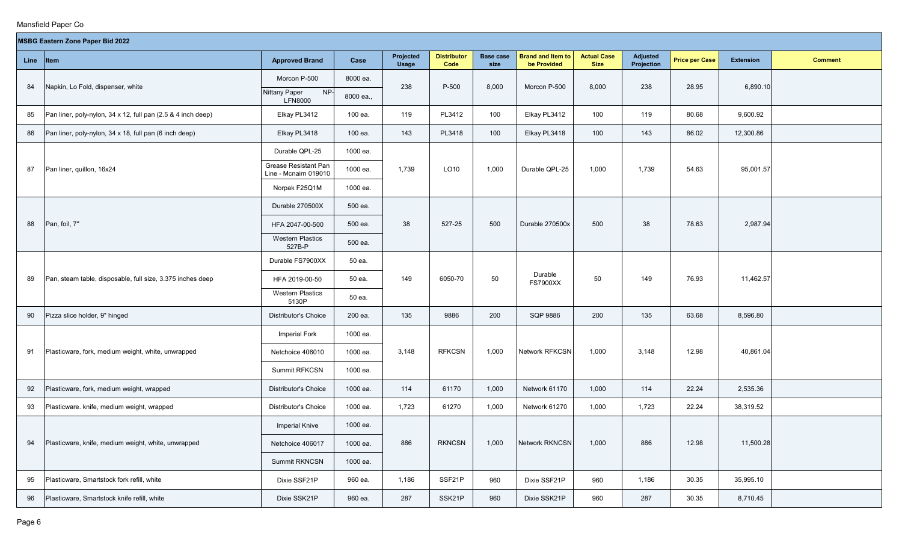Mansfield Paper Co

| MSBG Eastern Zone Paper Bid 2022 | | | | | | | | | | | | |
|---|---|---|---|---|---|---|---|---|---|---|---|---|
| **Line** | **Item** | **Approved Brand** | **Case** | **Projected Usage** | **Distributor Code** | **Base case size** | **Brand and Item to be Provided** | **Actual Case Size** | **Adjusted Projection** | **Price per Case** | **Extension** | **Comment** |
| 84 | Napkin, Lo Fold, dispenser, white | Morcon P-500 | 8000 ea. | 238 | P-500 | 8,000 | Morcon P-500 | 8,000 | 238 | 28.95 | 6,890.10 | |
| | | Nittany Paper NP-LFN8000 | 8000 ea., | | | | | | | | | |
| 85 | Pan liner, poly-nylon, 34 x 12, full pan (2.5 & 4 inch deep) | Elkay PL3412 | 100 ea. | 119 | PL3412 | 100 | Elkay PL3412 | 100 | 119 | 80.68 | 9,600.92 | |
| 86 | Pan liner, poly-nylon, 34 x 18, full pan (6 inch deep) | Elkay PL3418 | 100 ea. | 143 | PL3418 | 100 | Elkay PL3418 | 100 | 143 | 86.02 | 12,300.86 | |
| 87 | Pan liner, quillon, 16x24 | Durable QPL-25 | 1000 ea. | 1,739 | LO10 | 1,000 | Durable QPL-25 | 1,000 | 1,739 | 54.63 | 95,001.57 | |
| | | Grease Resistant Pan Line - Mcnairn 019010 | 1000 ea. | | | | | | | | | |
| | | Norpak F25Q1M | 1000 ea. | | | | | | | | | |
| 88 | Pan, foil, 7" | Durable 270500X | 500 ea. | 38 | 527-25 | 500 | Durable 270500x | 500 | 38 | 78.63 | 2,987.94 | |
| | | HFA 2047-00-500 | 500 ea. | | | | | | | | | |
| | | Western Plastics 527B-P | 500 ea. | | | | | | | | | |
| 89 | Pan, steam table, disposable, full size, 3.375 inches deep | Durable FS7900XX | 50 ea. | 149 | 6050-70 | 50 | Durable FS7900XX | 50 | 149 | 76.93 | 11,462.57 | |
| | | HFA 2019-00-50 | 50 ea. | | | | | | | | | |
| | | Western Plastics 5130P | 50 ea. | | | | | | | | | |
| 90 | Pizza slice holder, 9" hinged | Distributor's Choice | 200 ea. | 135 | 9886 | 200 | SQP 9886 | 200 | 135 | 63.68 | 8,596.80 | |
| 91 | Plasticware, fork, medium weight, white, unwrapped | Imperial Fork | 1000 ea. | 3,148 | RFKCSN | 1,000 | Network RFKCSN | 1,000 | 3,148 | 12.98 | 40,861.04 | |
| | | Netchoice 406010 | 1000 ea. | | | | | | | | | |
| | | Summit RFKCSN | 1000 ea. | | | | | | | | | |
| 92 | Plasticware, fork, medium weight, wrapped | Distributor's Choice | 1000 ea. | 114 | 61170 | 1,000 | Network 61170 | 1,000 | 114 | 22.24 | 2,535.36 | |
| 93 | Plasticware. knife, medium weight, wrapped | Distributor's Choice | 1000 ea. | 1,723 | 61270 | 1,000 | Network 61270 | 1,000 | 1,723 | 22.24 | 38,319.52 | |
| 94 | Plasticware, knife, medium weight, white, unwrapped | Imperial Knive | 1000 ea. | 886 | RKNCSN | 1,000 | Network RKNCSN | 1,000 | 886 | 12.98 | 11,500.28 | |
| | | Netchoice 406017 | 1000 ea. | | | | | | | | | |
| | | Summit RKNCSN | 1000 ea. | | | | | | | | | |
| 95 | Plasticware, Smartstock fork refill, white | Dixie SSF21P | 960 ea. | 1,186 | SSF21P | 960 | Dixie SSF21P | 960 | 1,186 | 30.35 | 35,995.10 | |
| 96 | Plasticware, Smartstock knife refill, white | Dixie SSK21P | 960 ea. | 287 | SSK21P | 960 | Dixie SSK21P | 960 | 287 | 30.35 | 8,710.45 | |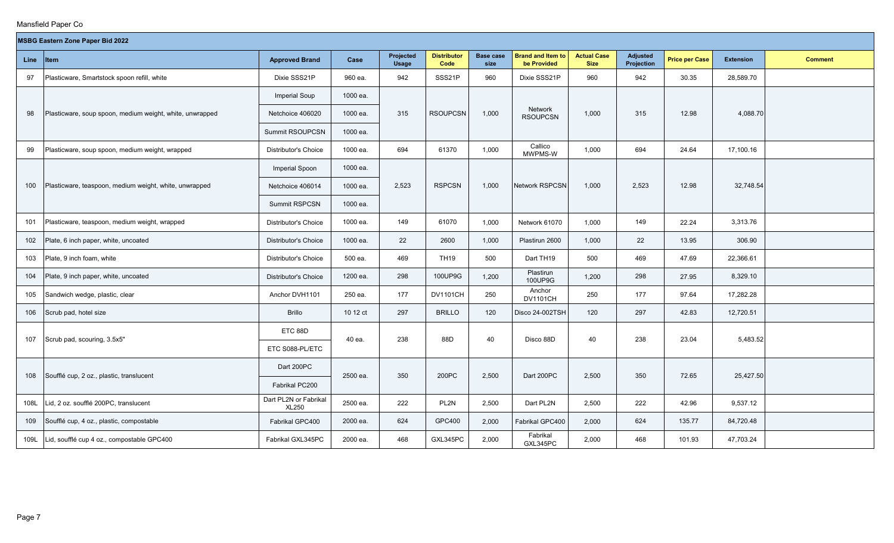Mansfield Paper Co

| MSBG Eastern Zone Paper Bid 2022 | | | | | | | | | | | | |
|---|---|---|---|---|---|---|---|---|---|---|---|---|
| **Line** | **Item** | **Approved Brand** | **Case** | **Projected Usage** | **Distributor Code** | **Base case size** | **Brand and Item to be Provided** | **Actual Case Size** | **Adjusted Projection** | **Price per Case** | **Extension** | **Comment** |
| 97 | Plasticware, Smartstock spoon refill, white | Dixie SSS21P | 960 ea. | 942 | SSS21P | 960 | Dixie SSS21P | 960 | 942 | 30.35 | 28,589.70 | |
| 98 | Plasticware, soup spoon, medium weight, white, unwrapped | Imperial Soup | 1000 ea. | 315 | RSOUPCSN | 1,000 | Network RSOUPCSN | 1,000 | 315 | 12.98 | 4,088.70 | |
| | | Netchoice 406020 | 1000 ea. | | | | | | | | | |
| | | Summit RSOUPCSN | 1000 ea. | | | | | | | | | |
| 99 | Plasticware, soup spoon, medium weight, wrapped | Distributor's Choice | 1000 ea. | 694 | 61370 | 1,000 | Callico MWPMS-W | 1,000 | 694 | 24.64 | 17,100.16 | |
| 100 | Plasticware, teaspoon, medium weight, white, unwrapped | Imperial Spoon | 1000 ea. | 2,523 | RSPCSN | 1,000 | Network RSPCSN | 1,000 | 2,523 | 12.98 | 32,748.54 | |
| | | Netchoice 406014 | 1000 ea. | | | | | | | | | |
| | | Summit RSPCSN | 1000 ea. | | | | | | | | | |
| 101 | Plasticware, teaspoon, medium weight, wrapped | Distributor's Choice | 1000 ea. | 149 | 61070 | 1,000 | Network 61070 | 1,000 | 149 | 22.24 | 3,313.76 | |
| 102 | Plate, 6 inch paper, white, uncoated | Distributor's Choice | 1000 ea. | 22 | 2600 | 1,000 | Plastirun 2600 | 1,000 | 22 | 13.95 | 306.90 | |
| 103 | Plate, 9 inch foam, white | Distributor's Choice | 500 ea. | 469 | TH19 | 500 | Dart TH19 | 500 | 469 | 47.69 | 22,366.61 | |
| 104 | Plate, 9 inch paper, white, uncoated | Distributor's Choice | 1200 ea. | 298 | 100UP9G | 1,200 | Plastirun 100UP9G | 1,200 | 298 | 27.95 | 8,329.10 | |
| 105 | Sandwich wedge, plastic, clear | Anchor DVH1101 | 250 ea. | 177 | DV1101CH | 250 | Anchor DV1101CH | 250 | 177 | 97.64 | 17,282.28 | |
| 106 | Scrub pad, hotel size | Brillo | 10 12 ct | 297 | BRILLO | 120 | Disco 24-002TSH | 120 | 297 | 42.83 | 12,720.51 | |
| 107 | Scrub pad, scouring, 3.5x5" | ETC 88D | 40 ea. | 238 | 88D | 40 | Disco 88D | 40 | 238 | 23.04 | 5,483.52 | |
| | | ETC S088-PL/ETC | | | | | | | | | | |
| 108 | Soufflé cup, 2 oz., plastic, translucent | Dart 200PC | 2500 ea. | 350 | 200PC | 2,500 | Dart 200PC | 2,500 | 350 | 72.65 | 25,427.50 | |
| | | Fabrikal PC200 | | | | | | | | | | |
| 108L | Lid, 2 oz. soufflé 200PC, translucent | Dart PL2N or Fabrikal XL250 | 2500 ea. | 222 | PL2N | 2,500 | Dart PL2N | 2,500 | 222 | 42.96 | 9,537.12 | |
| 109 | Soufflé cup, 4 oz., plastic, compostable | Fabrikal GPC400 | 2000 ea. | 624 | GPC400 | 2,000 | Fabrikal GPC400 | 2,000 | 624 | 135.77 | 84,720.48 | |
| 109L | Lid, soufflé cup 4 oz., compostable GPC400 | Fabrikal GXL345PC | 2000 ea. | 468 | GXL345PC | 2,000 | Fabrikal GXL345PC | 2,000 | 468 | 101.93 | 47,703.24 | |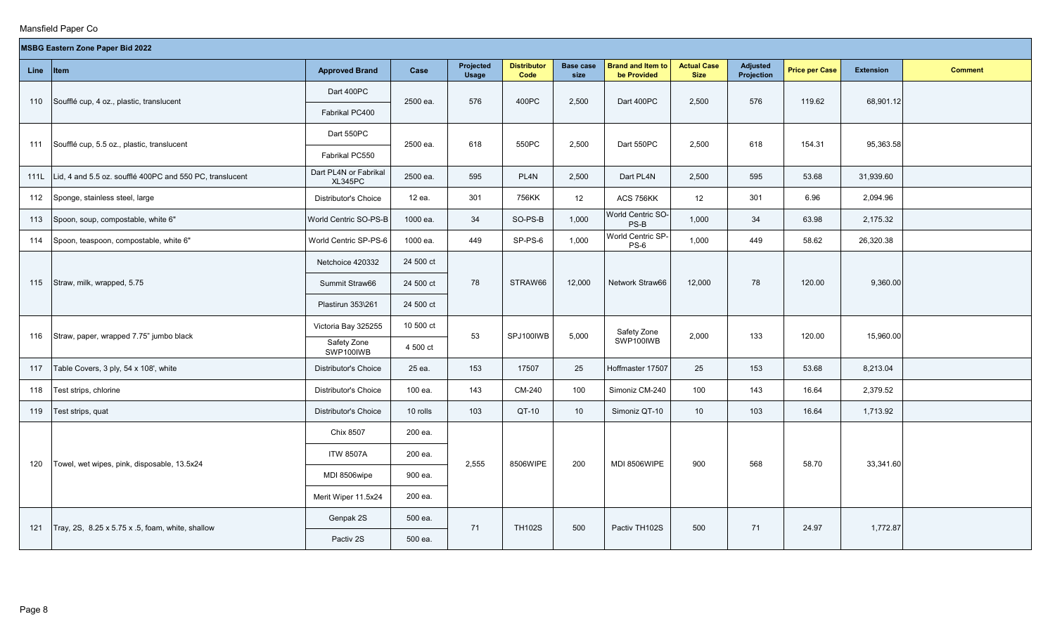Mansfield Paper Co

| MSBG Eastern Zone Paper Bid 2022 | | | | | | | | | | | | |
|---|---|---|---|---|---|---|---|---|---|---|---|---|
| Line | Item | Approved Brand | Case | Projected Usage | Distributor Code | Base case size | Brand and Item to be Provided | Actual Case Size | Adjusted Projection | Price per Case | Extension | Comment |
| 110 | Soufflé cup, 4 oz., plastic, translucent | Dart 400PC<br>Fabrikal PC400 | 2500 ea. | 576 | 400PC | 2,500 | Dart 400PC | 2,500 | 576 | 119.62 | 68,901.12 | |
| 111 | Soufflé cup, 5.5 oz., plastic, translucent | Dart 550PC<br>Fabrikal PC550 | 2500 ea. | 618 | 550PC | 2,500 | Dart 550PC | 2,500 | 618 | 154.31 | 95,363.58 | |
| 111L | Lid, 4 and 5.5 oz. soufflé 400PC and 550 PC, translucent | Dart PL4N or Fabrikal XL345PC | 2500 ea. | 595 | PL4N | 2,500 | Dart PL4N | 2,500 | 595 | 53.68 | 31,939.60 | |
| 112 | Sponge, stainless steel, large | Distributor's Choice | 12 ea. | 301 | 756KK | 12 | ACS 756KK | 12 | 301 | 6.96 | 2,094.96 | |
| 113 | Spoon, soup, compostable, white 6" | World Centric SO-PS-B | 1000 ea. | 34 | SO-PS-B | 1,000 | World Centric SO-PS-B | 1,000 | 34 | 63.98 | 2,175.32 | |
| 114 | Spoon, teaspoon, compostable, white 6" | World Centric SP-PS-6 | 1000 ea. | 449 | SP-PS-6 | 1,000 | World Centric SP-PS-6 | 1,000 | 449 | 58.62 | 26,320.38 | |
| 115 | Straw, milk, wrapped, 5.75 | Netchoice 420332<br>Summit Straw66<br>Plastirun 353\261 | 24 500 ct<br>24 500 ct<br>24 500 ct | 78 | STRAW66 | 12,000 | Network Straw66 | 12,000 | 78 | 120.00 | 9,360.00 | |
| 116 | Straw, paper, wrapped 7.75" jumbo black | Victoria Bay 325255<br>Safety Zone SWP100IWB | 10 500 ct<br>4 500 ct | 53 | SPJ100IWB | 5,000 | Safety Zone SWP100IWB | 2,000 | 133 | 120.00 | 15,960.00 | |
| 117 | Table Covers, 3 ply, 54 x 108', white | Distributor's Choice | 25 ea. | 153 | 17507 | 25 | Hoffmaster 17507 | 25 | 153 | 53.68 | 8,213.04 | |
| 118 | Test strips, chlorine | Distributor's Choice | 100 ea. | 143 | CM-240 | 100 | Simoniz CM-240 | 100 | 143 | 16.64 | 2,379.52 | |
| 119 | Test strips, quat | Distributor's Choice | 10 rolls | 103 | QT-10 | 10 | Simoniz QT-10 | 10 | 103 | 16.64 | 1,713.92 | |
| 120 | Towel, wet wipes, pink, disposable, 13.5x24 | Chix 8507<br>ITW 8507A<br>MDI 8506wipe<br>Merit Wiper 11.5x24 | 200 ea.<br>200 ea.<br>900 ea.<br>200 ea. | 2,555 | 8506WIPE | 200 | MDI 8506WIPE | 900 | 568 | 58.70 | 33,341.60 | |
| 121 | Tray, 2S, 8.25 x 5.75 x .5, foam, white, shallow | Genpak 2S<br>Pactiv 2S | 500 ea.<br>500 ea. | 71 | TH102S | 500 | Pactiv TH102S | 500 | 71 | 24.97 | 1,772.87 | |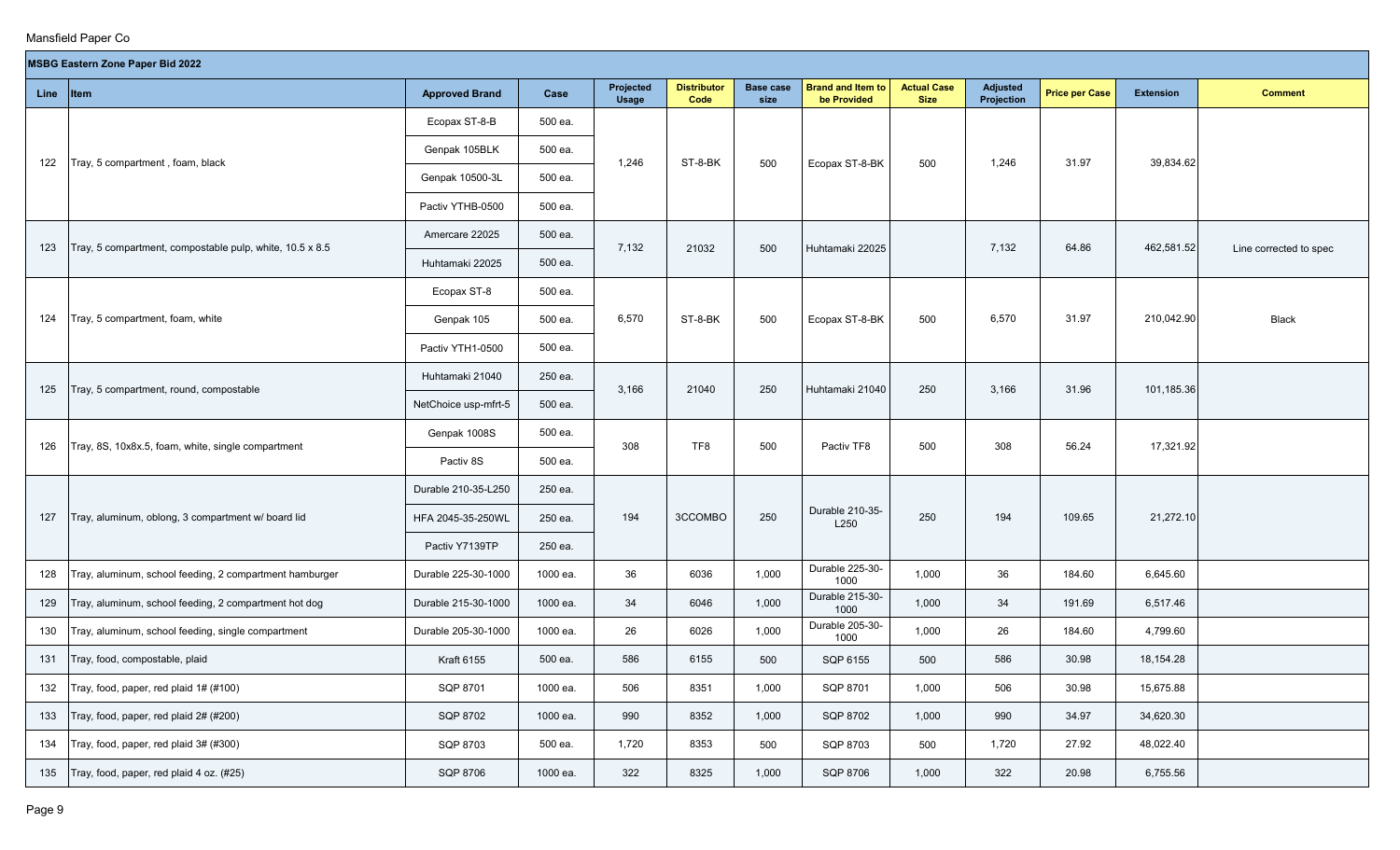Mansfield Paper Co

| MSBG Eastern Zone Paper Bid 2022 | | | | | | | | | | | | |
|---|---|---|---|---|---|---|---|---|---|---|---|---|
| **Line** | **Item** | **Approved Brand** | **Case** | **Projected Usage** | **Distributor Code** | **Base case size** | **Brand and Item to be Provided** | **Actual Case Size** | **Adjusted Projection** | **Price per Case** | **Extension** | **Comment** |
| 122 | Tray, 5 compartment , foam, black | Ecopax ST-8-B | 500 ea. | 1,246 | ST-8-BK | 500 | Ecopax ST-8-BK | 500 | 1,246 | 31.97 | 39,834.62 | |
| | | Genpak 105BLK | 500 ea. | | | | | | | | | |
| | | Genpak 10500-3L | 500 ea. | | | | | | | | | |
| | | Pactiv YTHB-0500 | 500 ea. | | | | | | | | | |
| 123 | Tray, 5 compartment, compostable pulp, white, 10.5 x 8.5 | Amercare 22025 | 500 ea. | 7,132 | 21032 | 500 | Huhtamaki 22025 | | 7,132 | 64.86 | 462,581.52 | Line corrected to spec |
| | | Huhtamaki 22025 | 500 ea. | | | | | | | | | |
| 124 | Tray, 5 compartment, foam, white | Ecopax ST-8 | 500 ea. | 6,570 | ST-8-BK | 500 | Ecopax ST-8-BK | 500 | 6,570 | 31.97 | 210,042.90 | Black |
| | | Genpak 105 | 500 ea. | | | | | | | | | |
| | | Pactiv YTH1-0500 | 500 ea. | | | | | | | | | |
| 125 | Tray, 5 compartment, round, compostable | Huhtamaki 21040 | 250 ea. | 3,166 | 21040 | 250 | Huhtamaki 21040 | 250 | 3,166 | 31.96 | 101,185.36 | |
| | | NetChoice usp-mfrt-5 | 500 ea. | | | | | | | | | |
| 126 | Tray, 8S, 10x8x.5, foam, white, single compartment | Genpak 1008S | 500 ea. | 308 | TF8 | 500 | Pactiv TF8 | 500 | 308 | 56.24 | 17,321.92 | |
| | | Pactiv 8S | 500 ea. | | | | | | | | | |
| 127 | Tray, aluminum, oblong, 3 compartment w/ board lid | Durable 210-35-L250 | 250 ea. | 194 | 3CCOMBO | 250 | Durable 210-35-L250 | 250 | 194 | 109.65 | 21,272.10 | |
| | | HFA 2045-35-250WL | 250 ea. | | | | | | | | | |
| | | Pactiv Y7139TP | 250 ea. | | | | | | | | | |
| 128 | Tray, aluminum, school feeding, 2 compartment hamburger | Durable 225-30-1000 | 1000 ea. | 36 | 6036 | 1,000 | Durable 225-30-1000 | 1,000 | 36 | 184.60 | 6,645.60 | |
| 129 | Tray, aluminum, school feeding, 2 compartment hot dog | Durable 215-30-1000 | 1000 ea. | 34 | 6046 | 1,000 | Durable 215-30-1000 | 1,000 | 34 | 191.69 | 6,517.46 | |
| 130 | Tray, aluminum, school feeding, single compartment | Durable 205-30-1000 | 1000 ea. | 26 | 6026 | 1,000 | Durable 205-30-1000 | 1,000 | 26 | 184.60 | 4,799.60 | |
| 131 | Tray, food, compostable, plaid | Kraft 6155 | 500 ea. | 586 | 6155 | 500 | SQP 6155 | 500 | 586 | 30.98 | 18,154.28 | |
| 132 | Tray, food, paper, red plaid 1# (#100) | SQP 8701 | 1000 ea. | 506 | 8351 | 1,000 | SQP 8701 | 1,000 | 506 | 30.98 | 15,675.88 | |
| 133 | Tray, food, paper, red plaid 2# (#200) | SQP 8702 | 1000 ea. | 990 | 8352 | 1,000 | SQP 8702 | 1,000 | 990 | 34.97 | 34,620.30 | |
| 134 | Tray, food, paper, red plaid 3# (#300) | SQP 8703 | 500 ea. | 1,720 | 8353 | 500 | SQP 8703 | 500 | 1,720 | 27.92 | 48,022.40 | |
| 135 | Tray, food, paper, red plaid 4 oz. (#25) | SQP 8706 | 1000 ea. | 322 | 8325 | 1,000 | SQP 8706 | 1,000 | 322 | 20.98 | 6,755.56 | |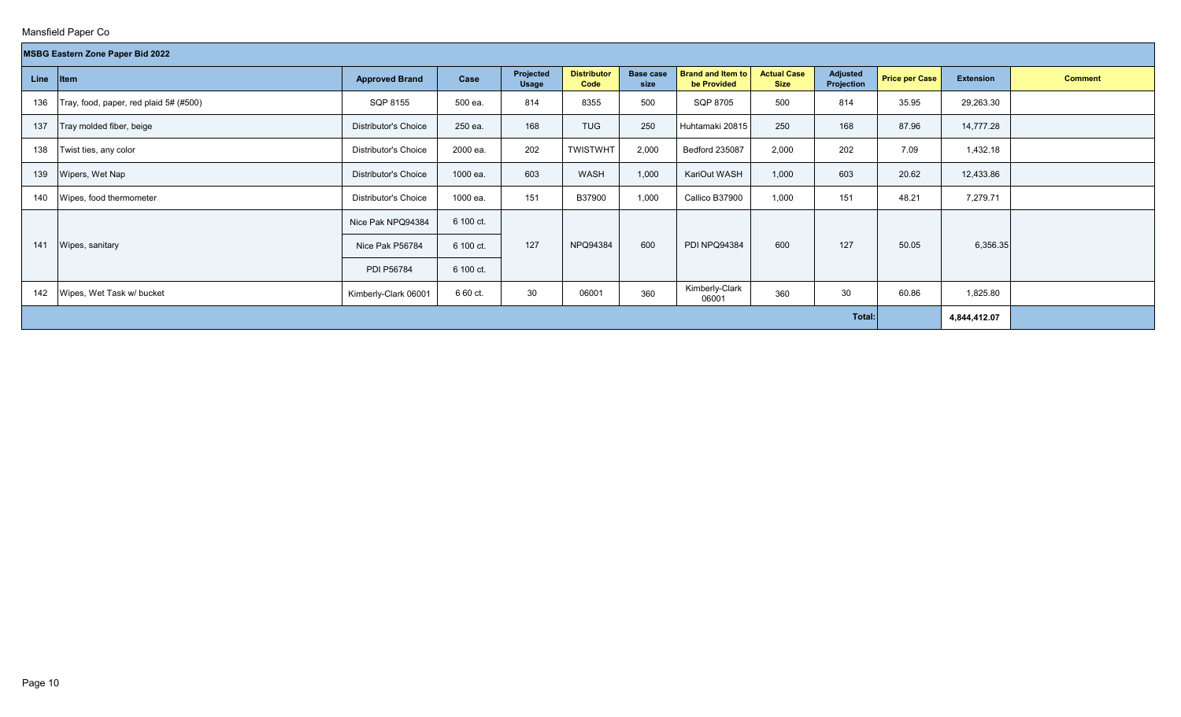Mansfield Paper Co

| MSBG Eastern Zone Paper Bid 2022 | | | | | | | | | | | | |
|---|---|---|---|---|---|---|---|---|---|---|---|---|
| **Line** | **Item** | **Approved Brand** | **Case** | **Projected Usage** | **Distributor Code** | **Base case size** | **Brand and Item to be Provided** | **Actual Case Size** | **Adjusted Projection** | **Price per Case** | **Extension** | **Comment** |
| 136 | Tray, food, paper, red plaid 5# (#500) | SQP 8155 | 500 ea. | 814 | 8355 | 500 | SQP 8705 | 500 | 814 | 35.95 | 29,263.30 | |
| 137 | Tray molded fiber, beige | Distributor's Choice | 250 ea. | 168 | TUG | 250 | Huhtamaki 20815 | 250 | 168 | 87.96 | 14,777.28 | |
| 138 | Twist ties, any color | Distributor's Choice | 2000 ea. | 202 | TWISTWHT | 2,000 | Bedford 235087 | 2,000 | 202 | 7.09 | 1,432.18 | |
| 139 | Wipers, Wet Nap | Distributor's Choice | 1000 ea. | 603 | WASH | 1,000 | KariOut WASH | 1,000 | 603 | 20.62 | 12,433.86 | |
| 140 | Wipes, food thermometer | Distributor's Choice | 1000 ea. | 151 | B37900 | 1,000 | Callico B37900 | 1,000 | 151 | 48.21 | 7,279.71 | |
| 141 | Wipes, sanitary | Nice Pak NPQ94384 | 6 100 ct. | 127 | NPQ94384 | 600 | PDI NPQ94384 | 600 | 127 | 50.05 | 6,356.35 | |
| | | Nice Pak P56784 | 6 100 ct. | | | | | | | | | |
| | | PDI P56784 | 6 100 ct. | | | | | | | | | |
| 142 | Wipes, Wet Task w/ bucket | Kimberly-Clark 06001 | 6 60 ct. | 30 | 06001 | 360 | Kimberly-Clark 06001 | 360 | 30 | 60.86 | 1,825.80 | |
| | | | | | | | | | **Total:** | | **4,844,412.07** | |